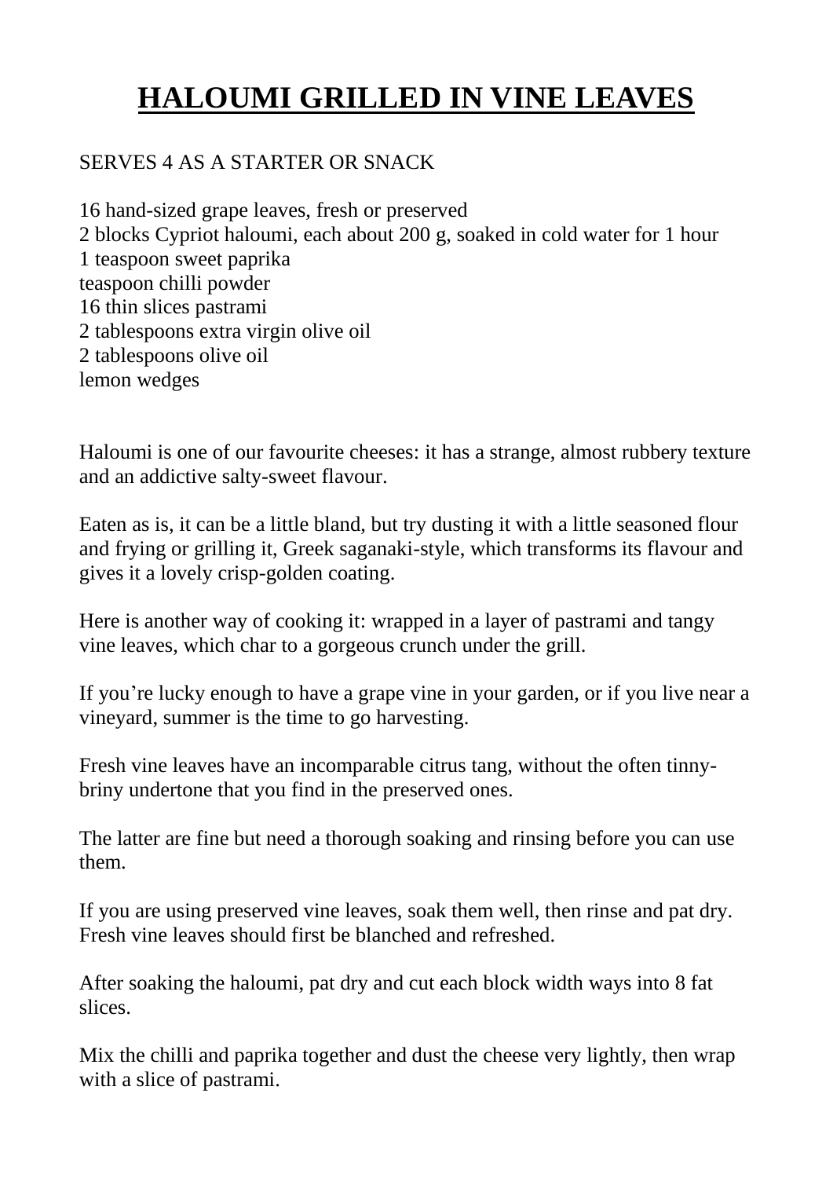# HALOUMI GRILLED IN VINE LEAVES

SERVES 4 AS A STARTER OR SNACK

16 hand-sized grape leaves, fresh or preserved
2 blocks Cypriot haloumi, each about 200 g, soaked in cold water for 1 hour
1 teaspoon sweet paprika
teaspoon chilli powder
16 thin slices pastrami
2 tablespoons extra virgin olive oil
2 tablespoons olive oil
lemon wedges

Haloumi is one of our favourite cheeses: it has a strange, almost rubbery texture and an addictive salty-sweet flavour.

Eaten as is, it can be a little bland, but try dusting it with a little seasoned flour and frying or grilling it, Greek saganaki-style, which transforms its flavour and gives it a lovely crisp-golden coating.

Here is another way of cooking it: wrapped in a layer of pastrami and tangy vine leaves, which char to a gorgeous crunch under the grill.

If you're lucky enough to have a grape vine in your garden, or if you live near a vineyard, summer is the time to go harvesting.

Fresh vine leaves have an incomparable citrus tang, without the often tinny-briny undertone that you find in the preserved ones.

The latter are fine but need a thorough soaking and rinsing before you can use them.

If you are using preserved vine leaves, soak them well, then rinse and pat dry. Fresh vine leaves should first be blanched and refreshed.

After soaking the haloumi, pat dry and cut each block width ways into 8 fat slices.

Mix the chilli and paprika together and dust the cheese very lightly, then wrap with a slice of pastrami.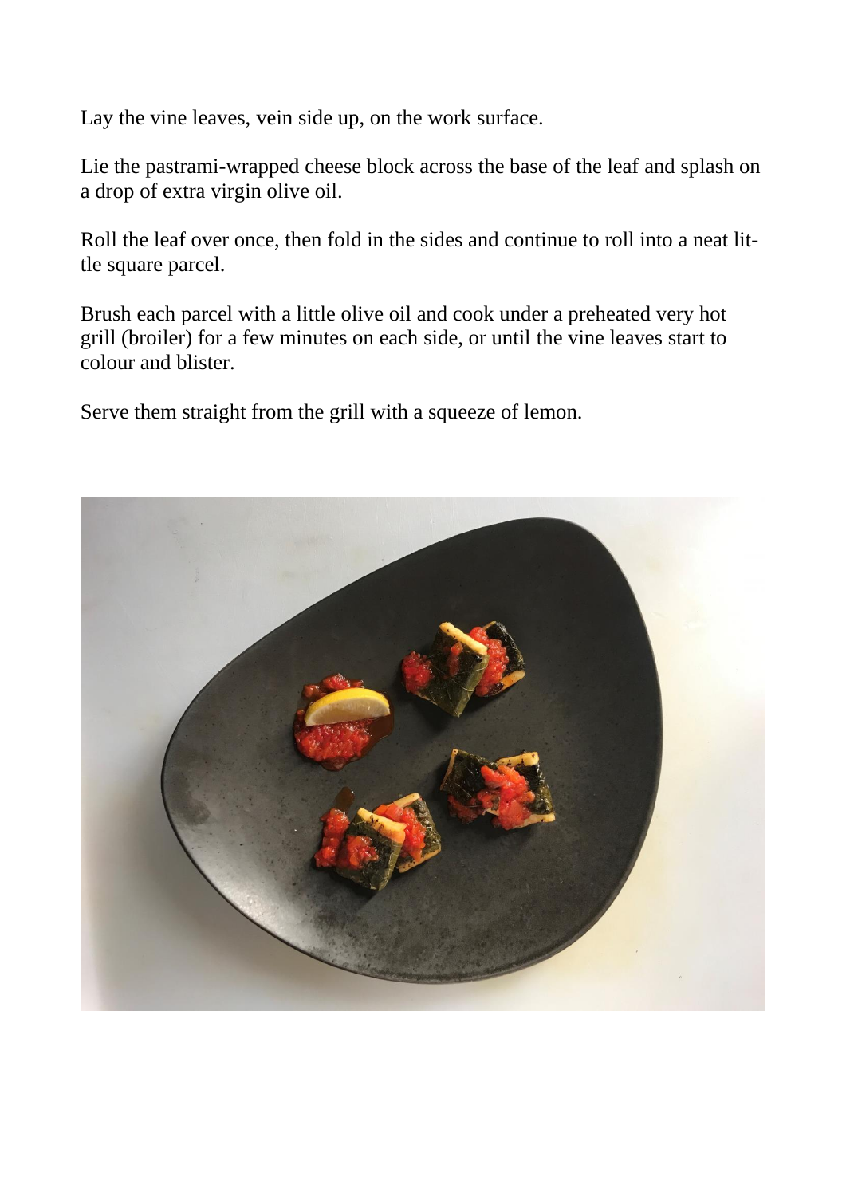Lay the vine leaves, vein side up, on the work surface.

Lie the pastrami-wrapped cheese block across the base of the leaf and splash on a drop of extra virgin olive oil.

Roll the leaf over once, then fold in the sides and continue to roll into a neat little square parcel.

Brush each parcel with a little olive oil and cook under a preheated very hot grill (broiler) for a few minutes on each side, or until the vine leaves start to colour and blister.

Serve them straight from the grill with a squeeze of lemon.